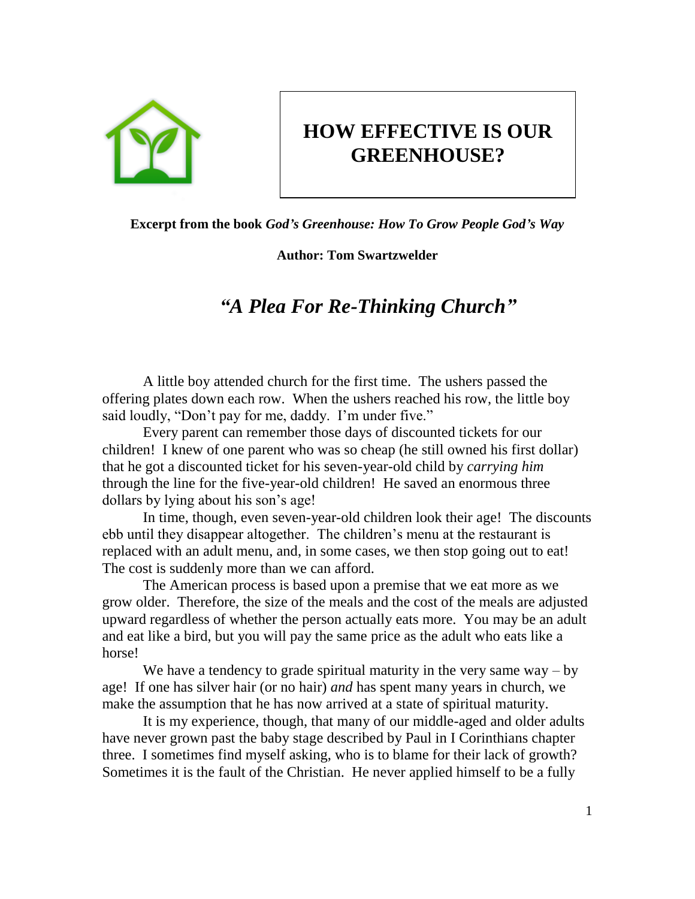# HOW EFFECTIVE IS OUR GREENHOUSE?

**Excerpt from the book *God's Greenhouse: How To Grow People God's Way***

**Author: Tom Swartzwelder**

## *"A Plea For Re-Thinking Church"*

A little boy attended church for the first time. The ushers passed the offering plates down each row. When the ushers reached his row, the little boy said loudly, "Don't pay for me, daddy. I'm under five."

Every parent can remember those days of discounted tickets for our children! I knew of one parent who was so cheap (he still owned his first dollar) that he got a discounted ticket for his seven-year-old child by *carrying him* through the line for the five-year-old children! He saved an enormous three dollars by lying about his son's age!

In time, though, even seven-year-old children look their age! The discounts ebb until they disappear altogether. The children's menu at the restaurant is replaced with an adult menu, and, in some cases, we then stop going out to eat! The cost is suddenly more than we can afford.

The American process is based upon a premise that we eat more as we grow older. Therefore, the size of the meals and the cost of the meals are adjusted upward regardless of whether the person actually eats more. You may be an adult and eat like a bird, but you will pay the same price as the adult who eats like a horse!

We have a tendency to grade spiritual maturity in the very same way – by age! If one has silver hair (or no hair) *and* has spent many years in church, we make the assumption that he has now arrived at a state of spiritual maturity.

It is my experience, though, that many of our middle-aged and older adults have never grown past the baby stage described by Paul in I Corinthians chapter three. I sometimes find myself asking, who is to blame for their lack of growth? Sometimes it is the fault of the Christian. He never applied himself to be a fully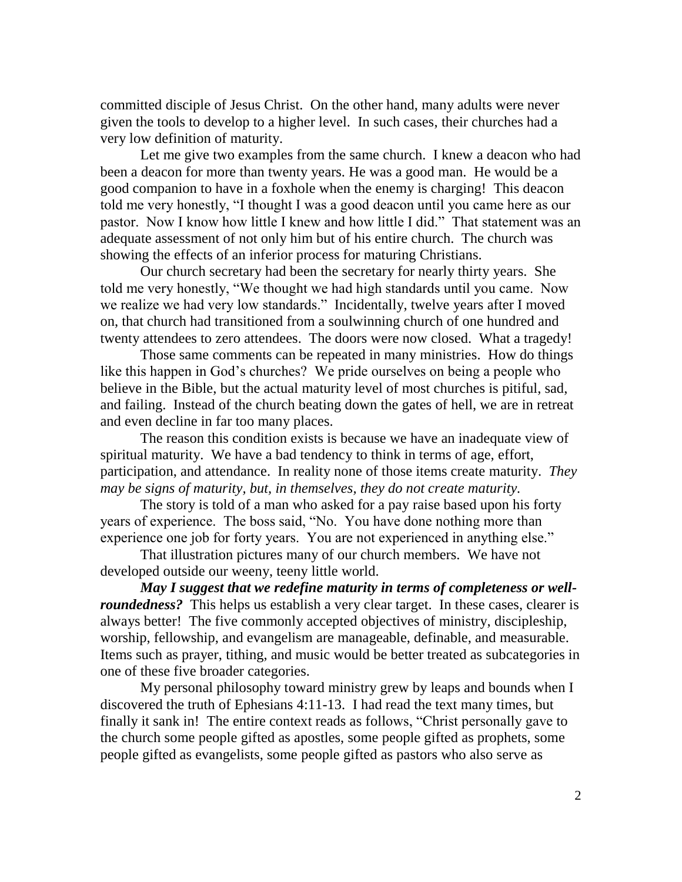committed disciple of Jesus Christ. On the other hand, many adults were never given the tools to develop to a higher level. In such cases, their churches had a very low definition of maturity.

Let me give two examples from the same church. I knew a deacon who had been a deacon for more than twenty years. He was a good man. He would be a good companion to have in a foxhole when the enemy is charging! This deacon told me very honestly, "I thought I was a good deacon until you came here as our pastor. Now I know how little I knew and how little I did." That statement was an adequate assessment of not only him but of his entire church. The church was showing the effects of an inferior process for maturing Christians.

Our church secretary had been the secretary for nearly thirty years. She told me very honestly, "We thought we had high standards until you came. Now we realize we had very low standards." Incidentally, twelve years after I moved on, that church had transitioned from a soulwinning church of one hundred and twenty attendees to zero attendees. The doors were now closed. What a tragedy!

Those same comments can be repeated in many ministries. How do things like this happen in God's churches? We pride ourselves on being a people who believe in the Bible, but the actual maturity level of most churches is pitiful, sad, and failing. Instead of the church beating down the gates of hell, we are in retreat and even decline in far too many places.

The reason this condition exists is because we have an inadequate view of spiritual maturity. We have a bad tendency to think in terms of age, effort, participation, and attendance. In reality none of those items create maturity. *They may be signs of maturity, but, in themselves, they do not create maturity.*

The story is told of a man who asked for a pay raise based upon his forty years of experience. The boss said, "No. You have done nothing more than experience one job for forty years. You are not experienced in anything else."

That illustration pictures many of our church members. We have not developed outside our weeny, teeny little world.

***May I suggest that we redefine maturity in terms of completeness or well-roundedness?*** This helps us establish a very clear target. In these cases, clearer is always better! The five commonly accepted objectives of ministry, discipleship, worship, fellowship, and evangelism are manageable, definable, and measurable. Items such as prayer, tithing, and music would be better treated as subcategories in one of these five broader categories.

My personal philosophy toward ministry grew by leaps and bounds when I discovered the truth of Ephesians 4:11-13. I had read the text many times, but finally it sank in! The entire context reads as follows, "Christ personally gave to the church some people gifted as apostles, some people gifted as prophets, some people gifted as evangelists, some people gifted as pastors who also serve as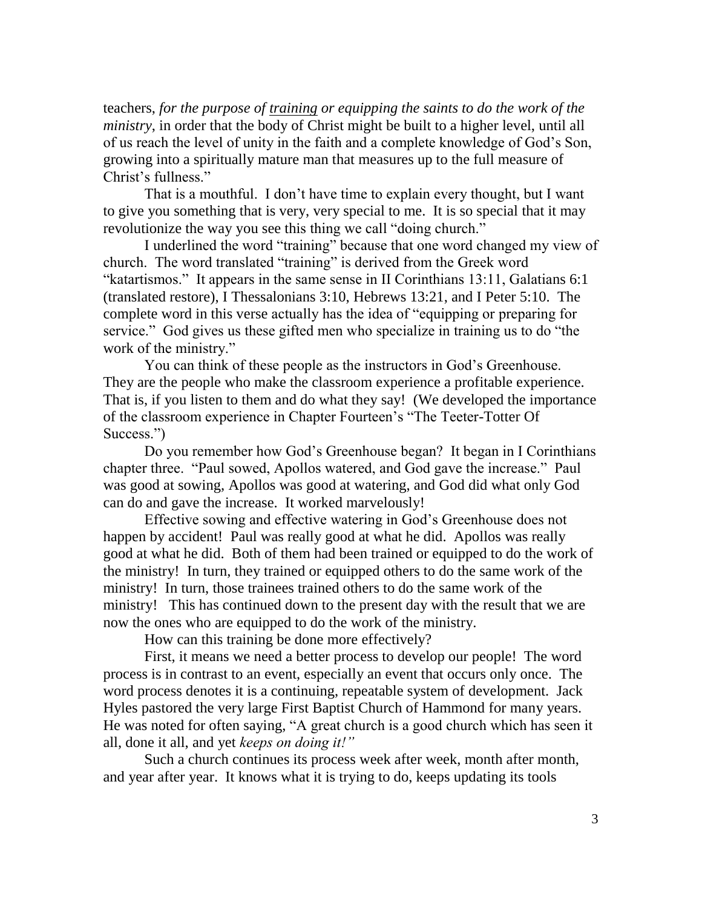teachers, *for the purpose of <u>training</u> or equipping the saints to do the work of the ministry*, in order that the body of Christ might be built to a higher level, until all of us reach the level of unity in the faith and a complete knowledge of God's Son, growing into a spiritually mature man that measures up to the full measure of Christ's fullness."

That is a mouthful. I don't have time to explain every thought, but I want to give you something that is very, very special to me. It is so special that it may revolutionize the way you see this thing we call "doing church."

I underlined the word "training" because that one word changed my view of church. The word translated "training" is derived from the Greek word "katartismos." It appears in the same sense in II Corinthians 13:11, Galatians 6:1 (translated restore), I Thessalonians 3:10, Hebrews 13:21, and I Peter 5:10. The complete word in this verse actually has the idea of "equipping or preparing for service." God gives us these gifted men who specialize in training us to do "the work of the ministry."

You can think of these people as the instructors in God's Greenhouse. They are the people who make the classroom experience a profitable experience. That is, if you listen to them and do what they say! (We developed the importance of the classroom experience in Chapter Fourteen's "The Teeter-Totter Of Success.")

Do you remember how God's Greenhouse began? It began in I Corinthians chapter three. "Paul sowed, Apollos watered, and God gave the increase." Paul was good at sowing, Apollos was good at watering, and God did what only God can do and gave the increase. It worked marvelously!

Effective sowing and effective watering in God's Greenhouse does not happen by accident! Paul was really good at what he did. Apollos was really good at what he did. Both of them had been trained or equipped to do the work of the ministry! In turn, they trained or equipped others to do the same work of the ministry! In turn, those trainees trained others to do the same work of the ministry! This has continued down to the present day with the result that we are now the ones who are equipped to do the work of the ministry.

How can this training be done more effectively?

First, it means we need a better process to develop our people! The word process is in contrast to an event, especially an event that occurs only once. The word process denotes it is a continuing, repeatable system of development. Jack Hyles pastored the very large First Baptist Church of Hammond for many years. He was noted for often saying, "A great church is a good church which has seen it all, done it all, and yet *keeps on doing it!"*

Such a church continues its process week after week, month after month, and year after year. It knows what it is trying to do, keeps updating its tools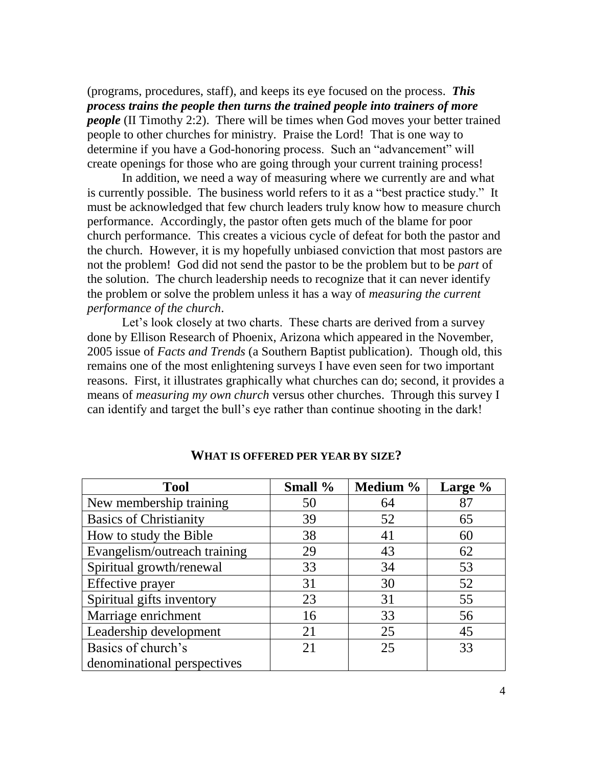(programs, procedures, staff), and keeps its eye focused on the process. ***This process trains the people then turns the trained people into trainers of more people*** (II Timothy 2:2). There will be times when God moves your better trained people to other churches for ministry. Praise the Lord! That is one way to determine if you have a God-honoring process. Such an "advancement" will create openings for those who are going through your current training process!

In addition, we need a way of measuring where we currently are and what is currently possible. The business world refers to it as a "best practice study." It must be acknowledged that few church leaders truly know how to measure church performance. Accordingly, the pastor often gets much of the blame for poor church performance. This creates a vicious cycle of defeat for both the pastor and the church. However, it is my hopefully unbiased conviction that most pastors are not the problem! God did not send the pastor to be the problem but to be *part* of the solution. The church leadership needs to recognize that it can never identify the problem or solve the problem unless it has a way of *measuring the current performance of the church*.

Let's look closely at two charts. These charts are derived from a survey done by Ellison Research of Phoenix, Arizona which appeared in the November, 2005 issue of *Facts and Trends* (a Southern Baptist publication). Though old, this remains one of the most enlightening surveys I have even seen for two important reasons. First, it illustrates graphically what churches can do; second, it provides a means of *measuring my own church* versus other churches. Through this survey I can identify and target the bull's eye rather than continue shooting in the dark!

**WHAT IS OFFERED PER YEAR BY SIZE?**

| Tool | Small % | Medium % | Large % |
|---|---|---|---|
| New membership training | 50 | 64 | 87 |
| Basics of Christianity | 39 | 52 | 65 |
| How to study the Bible | 38 | 41 | 60 |
| Evangelism/outreach training | 29 | 43 | 62 |
| Spiritual growth/renewal | 33 | 34 | 53 |
| Effective prayer | 31 | 30 | 52 |
| Spiritual gifts inventory | 23 | 31 | 55 |
| Marriage enrichment | 16 | 33 | 56 |
| Leadership development | 21 | 25 | 45 |
| Basics of church's denominational perspectives | 21 | 25 | 33 |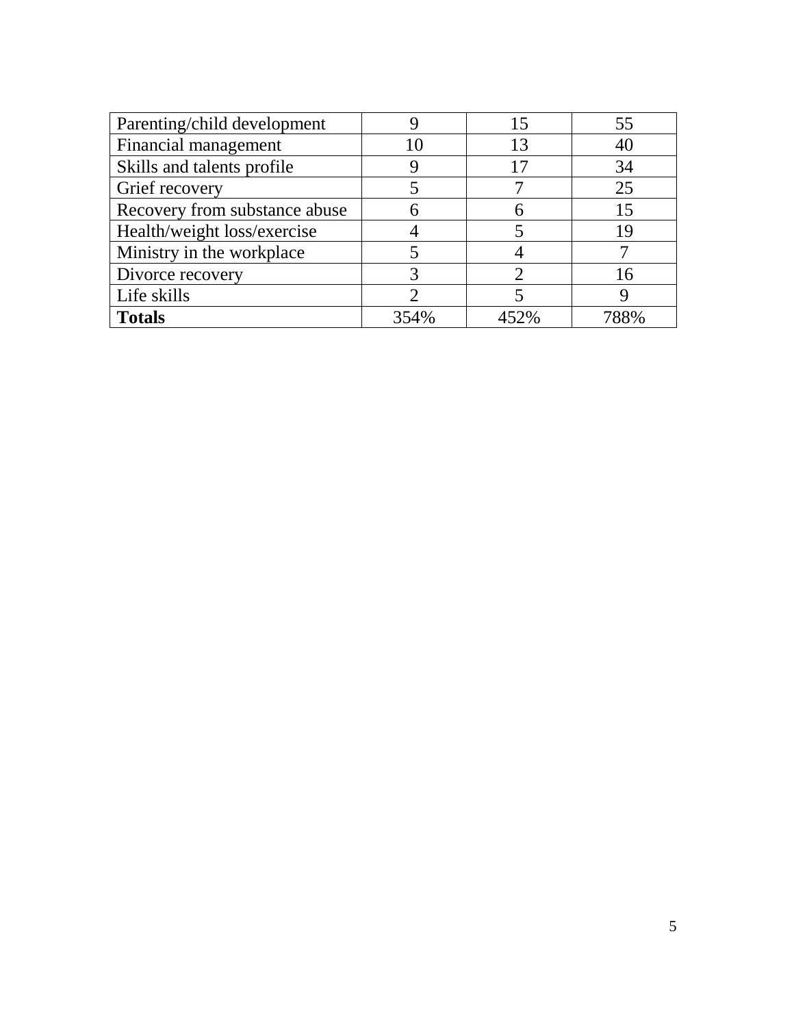| | | | |
|---|---|---|---|
| Parenting/child development | 9 | 15 | 55 |
| Financial management | 10 | 13 | 40 |
| Skills and talents profile | 9 | 17 | 34 |
| Grief recovery | 5 | 7 | 25 |
| Recovery from substance abuse | 6 | 6 | 15 |
| Health/weight loss/exercise | 4 | 5 | 19 |
| Ministry in the workplace | 5 | 4 | 7 |
| Divorce recovery | 3 | 2 | 16 |
| Life skills | 2 | 5 | 9 |
| **Totals** | 354% | 452% | 788% |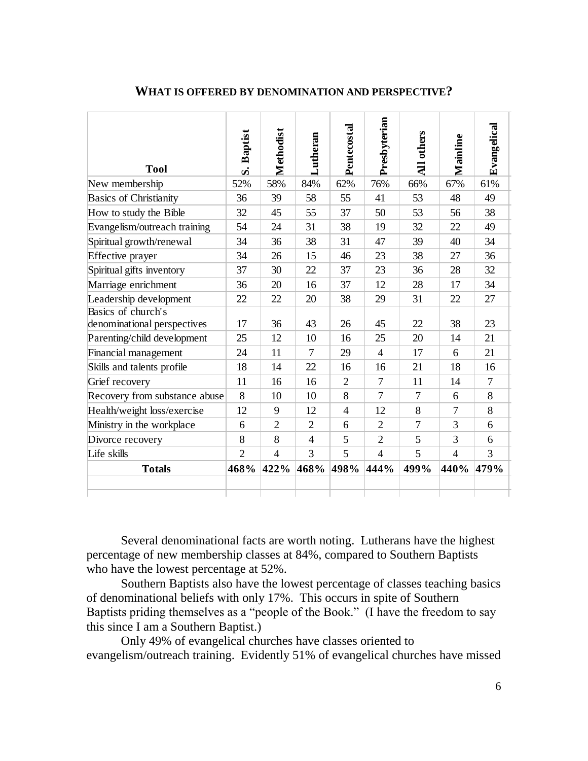## WHAT IS OFFERED BY DENOMINATION AND PERSPECTIVE?

| Tool | S. Baptist | Methodist | Lutheran | Pentecostal | Presbyterian | All others | Mainline | Evangelical |
|---|---|---|---|---|---|---|---|---|
| New membership | 52% | 58% | 84% | 62% | 76% | 66% | 67% | 61% |
| Basics of Christianity | 36 | 39 | 58 | 55 | 41 | 53 | 48 | 49 |
| How to study the Bible | 32 | 45 | 55 | 37 | 50 | 53 | 56 | 38 |
| Evangelism/outreach training | 54 | 24 | 31 | 38 | 19 | 32 | 22 | 49 |
| Spiritual growth/renewal | 34 | 36 | 38 | 31 | 47 | 39 | 40 | 34 |
| Effective prayer | 34 | 26 | 15 | 46 | 23 | 38 | 27 | 36 |
| Spiritual gifts inventory | 37 | 30 | 22 | 37 | 23 | 36 | 28 | 32 |
| Marriage enrichment | 36 | 20 | 16 | 37 | 12 | 28 | 17 | 34 |
| Leadership development | 22 | 22 | 20 | 38 | 29 | 31 | 22 | 27 |
| Basics of church's denominational perspectives | 17 | 36 | 43 | 26 | 45 | 22 | 38 | 23 |
| Parenting/child development | 25 | 12 | 10 | 16 | 25 | 20 | 14 | 21 |
| Financial management | 24 | 11 | 7 | 29 | 4 | 17 | 6 | 21 |
| Skills and talents profile | 18 | 14 | 22 | 16 | 16 | 21 | 18 | 16 |
| Grief recovery | 11 | 16 | 16 | 2 | 7 | 11 | 14 | 7 |
| Recovery from substance abuse | 8 | 10 | 10 | 8 | 7 | 7 | 6 | 8 |
| Health/weight loss/exercise | 12 | 9 | 12 | 4 | 12 | 8 | 7 | 8 |
| Ministry in the workplace | 6 | 2 | 2 | 6 | 2 | 7 | 3 | 6 |
| Divorce recovery | 8 | 8 | 4 | 5 | 2 | 5 | 3 | 6 |
| Life skills | 2 | 4 | 3 | 5 | 4 | 5 | 4 | 3 |
| **Totals** | **468%** | **422%** | **468%** | **498%** | **444%** | **499%** | **440%** | **479%** |

Several denominational facts are worth noting. Lutherans have the highest percentage of new membership classes at 84%, compared to Southern Baptists who have the lowest percentage at 52%.

Southern Baptists also have the lowest percentage of classes teaching basics of denominational beliefs with only 17%. This occurs in spite of Southern Baptists priding themselves as a "people of the Book." (I have the freedom to say this since I am a Southern Baptist.)

Only 49% of evangelical churches have classes oriented to evangelism/outreach training. Evidently 51% of evangelical churches have missed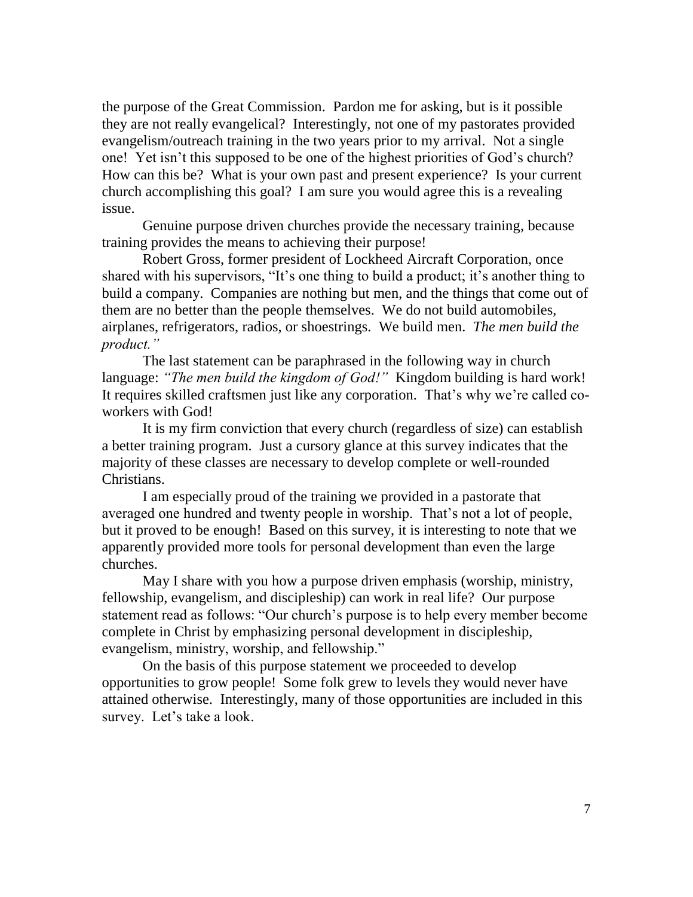the purpose of the Great Commission. Pardon me for asking, but is it possible they are not really evangelical? Interestingly, not one of my pastorates provided evangelism/outreach training in the two years prior to my arrival. Not a single one! Yet isn't this supposed to be one of the highest priorities of God's church? How can this be? What is your own past and present experience? Is your current church accomplishing this goal? I am sure you would agree this is a revealing issue.

Genuine purpose driven churches provide the necessary training, because training provides the means to achieving their purpose!

Robert Gross, former president of Lockheed Aircraft Corporation, once shared with his supervisors, "It's one thing to build a product; it's another thing to build a company. Companies are nothing but men, and the things that come out of them are no better than the people themselves. We do not build automobiles, airplanes, refrigerators, radios, or shoestrings. We build men. *The men build the product."*

The last statement can be paraphrased in the following way in church language: *"The men build the kingdom of God!"* Kingdom building is hard work! It requires skilled craftsmen just like any corporation. That's why we're called co-workers with God!

It is my firm conviction that every church (regardless of size) can establish a better training program. Just a cursory glance at this survey indicates that the majority of these classes are necessary to develop complete or well-rounded Christians.

I am especially proud of the training we provided in a pastorate that averaged one hundred and twenty people in worship. That's not a lot of people, but it proved to be enough! Based on this survey, it is interesting to note that we apparently provided more tools for personal development than even the large churches.

May I share with you how a purpose driven emphasis (worship, ministry, fellowship, evangelism, and discipleship) can work in real life? Our purpose statement read as follows: "Our church's purpose is to help every member become complete in Christ by emphasizing personal development in discipleship, evangelism, ministry, worship, and fellowship."

On the basis of this purpose statement we proceeded to develop opportunities to grow people! Some folk grew to levels they would never have attained otherwise. Interestingly, many of those opportunities are included in this survey. Let's take a look.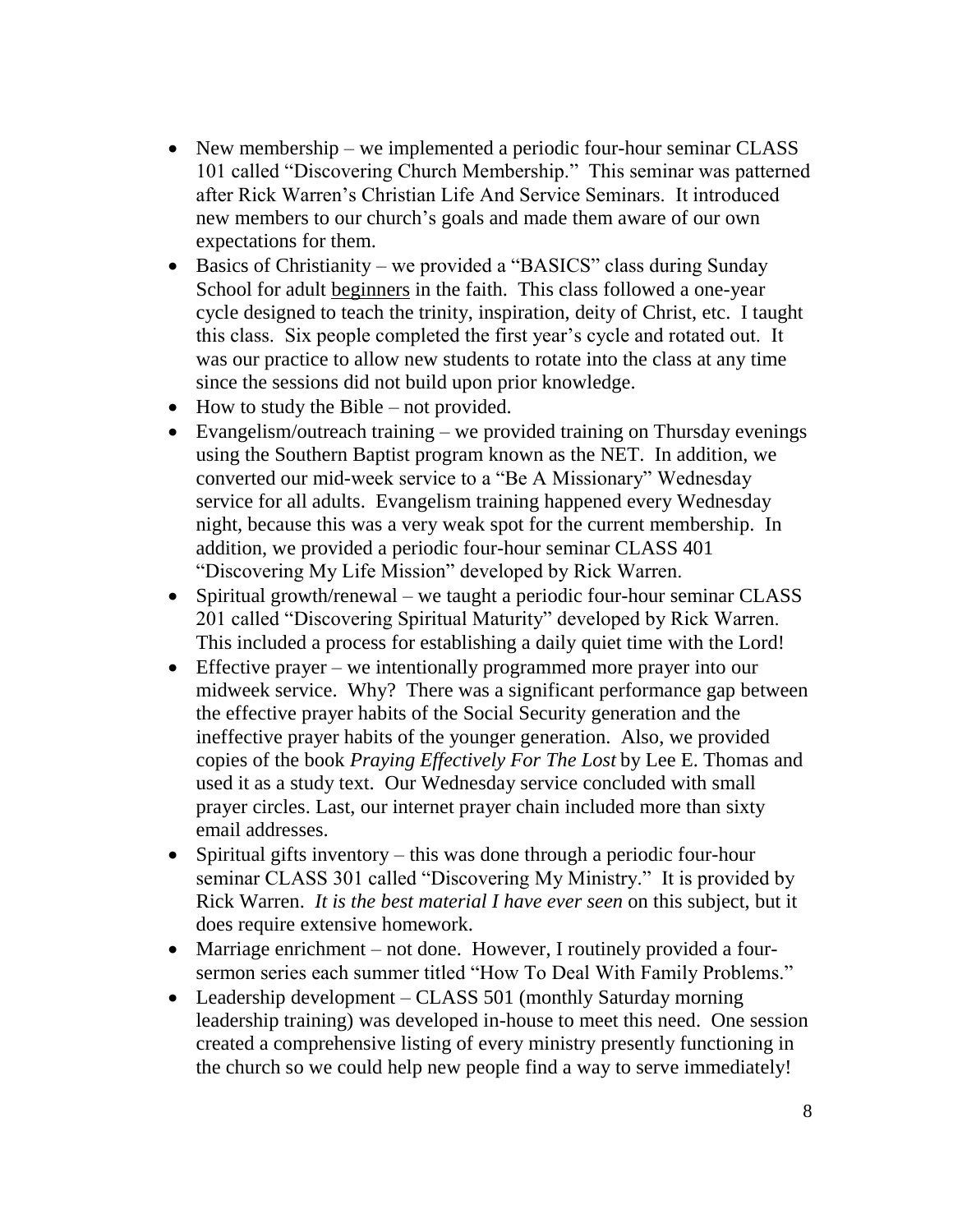- New membership – we implemented a periodic four-hour seminar CLASS 101 called "Discovering Church Membership." This seminar was patterned after Rick Warren's Christian Life And Service Seminars. It introduced new members to our church's goals and made them aware of our own expectations for them.
- Basics of Christianity – we provided a "BASICS" class during Sunday School for adult <u>beginners</u> in the faith. This class followed a one-year cycle designed to teach the trinity, inspiration, deity of Christ, etc. I taught this class. Six people completed the first year's cycle and rotated out. It was our practice to allow new students to rotate into the class at any time since the sessions did not build upon prior knowledge.
- How to study the Bible – not provided.
- Evangelism/outreach training – we provided training on Thursday evenings using the Southern Baptist program known as the NET. In addition, we converted our mid-week service to a "Be A Missionary" Wednesday service for all adults. Evangelism training happened every Wednesday night, because this was a very weak spot for the current membership. In addition, we provided a periodic four-hour seminar CLASS 401 "Discovering My Life Mission" developed by Rick Warren.
- Spiritual growth/renewal – we taught a periodic four-hour seminar CLASS 201 called "Discovering Spiritual Maturity" developed by Rick Warren. This included a process for establishing a daily quiet time with the Lord!
- Effective prayer – we intentionally programmed more prayer into our midweek service. Why? There was a significant performance gap between the effective prayer habits of the Social Security generation and the ineffective prayer habits of the younger generation. Also, we provided copies of the book *Praying Effectively For The Lost* by Lee E. Thomas and used it as a study text. Our Wednesday service concluded with small prayer circles. Last, our internet prayer chain included more than sixty email addresses.
- Spiritual gifts inventory – this was done through a periodic four-hour seminar CLASS 301 called "Discovering My Ministry." It is provided by Rick Warren. *It is the best material I have ever seen* on this subject, but it does require extensive homework.
- Marriage enrichment – not done. However, I routinely provided a four-sermon series each summer titled "How To Deal With Family Problems."
- Leadership development – CLASS 501 (monthly Saturday morning leadership training) was developed in-house to meet this need. One session created a comprehensive listing of every ministry presently functioning in the church so we could help new people find a way to serve immediately!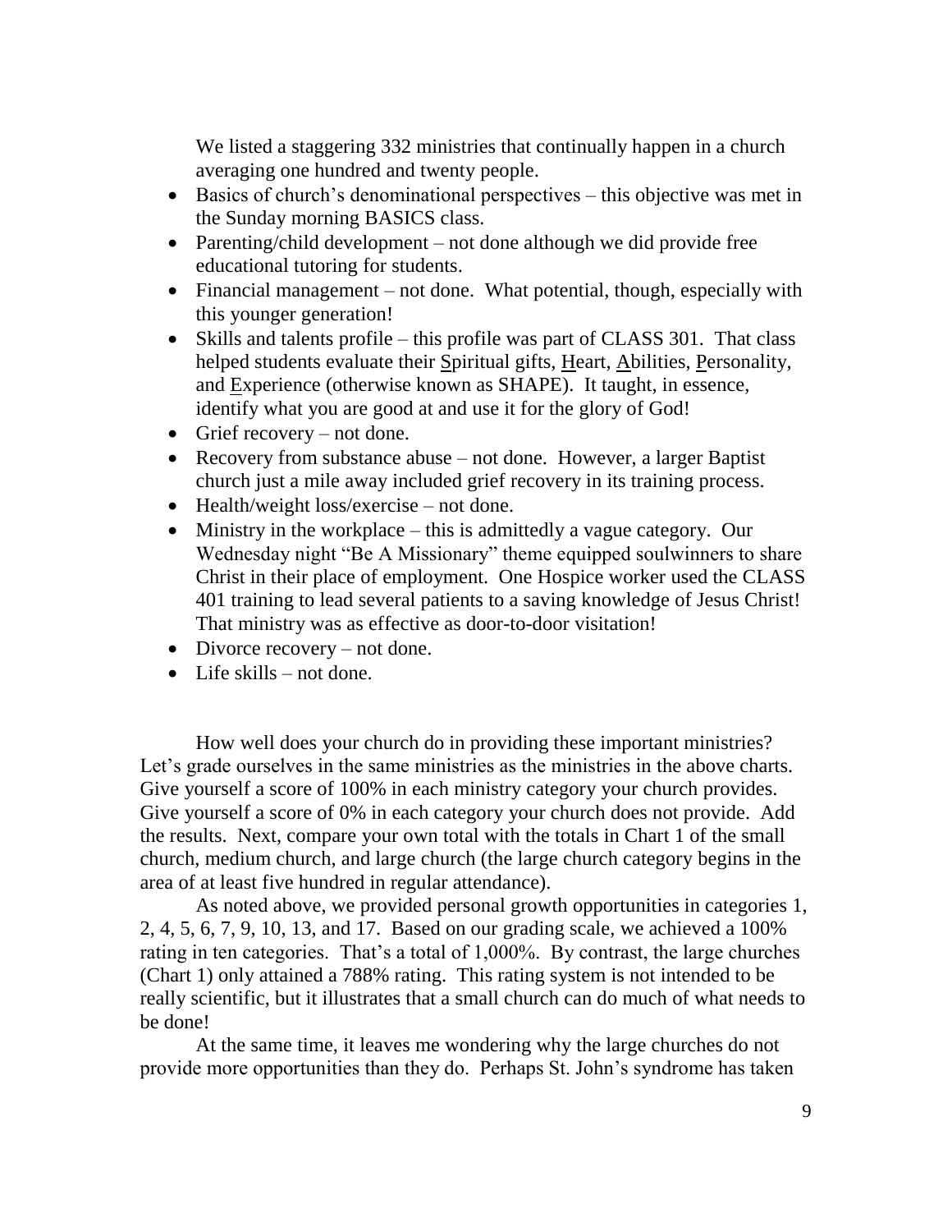We listed a staggering 332 ministries that continually happen in a church averaging one hundred and twenty people.

- Basics of church's denominational perspectives – this objective was met in the Sunday morning BASICS class.
- Parenting/child development – not done although we did provide free educational tutoring for students.
- Financial management – not done. What potential, though, especially with this younger generation!
- Skills and talents profile – this profile was part of CLASS 301. That class helped students evaluate their Spiritual gifts, Heart, Abilities, Personality, and Experience (otherwise known as SHAPE). It taught, in essence, identify what you are good at and use it for the glory of God!
- Grief recovery – not done.
- Recovery from substance abuse – not done. However, a larger Baptist church just a mile away included grief recovery in its training process.
- Health/weight loss/exercise – not done.
- Ministry in the workplace – this is admittedly a vague category. Our Wednesday night "Be A Missionary" theme equipped soulwinners to share Christ in their place of employment. One Hospice worker used the CLASS 401 training to lead several patients to a saving knowledge of Jesus Christ! That ministry was as effective as door-to-door visitation!
- Divorce recovery – not done.
- Life skills – not done.

How well does your church do in providing these important ministries? Let's grade ourselves in the same ministries as the ministries in the above charts. Give yourself a score of 100% in each ministry category your church provides. Give yourself a score of 0% in each category your church does not provide. Add the results. Next, compare your own total with the totals in Chart 1 of the small church, medium church, and large church (the large church category begins in the area of at least five hundred in regular attendance).

As noted above, we provided personal growth opportunities in categories 1, 2, 4, 5, 6, 7, 9, 10, 13, and 17. Based on our grading scale, we achieved a 100% rating in ten categories. That's a total of 1,000%. By contrast, the large churches (Chart 1) only attained a 788% rating. This rating system is not intended to be really scientific, but it illustrates that a small church can do much of what needs to be done!

At the same time, it leaves me wondering why the large churches do not provide more opportunities than they do. Perhaps St. John's syndrome has taken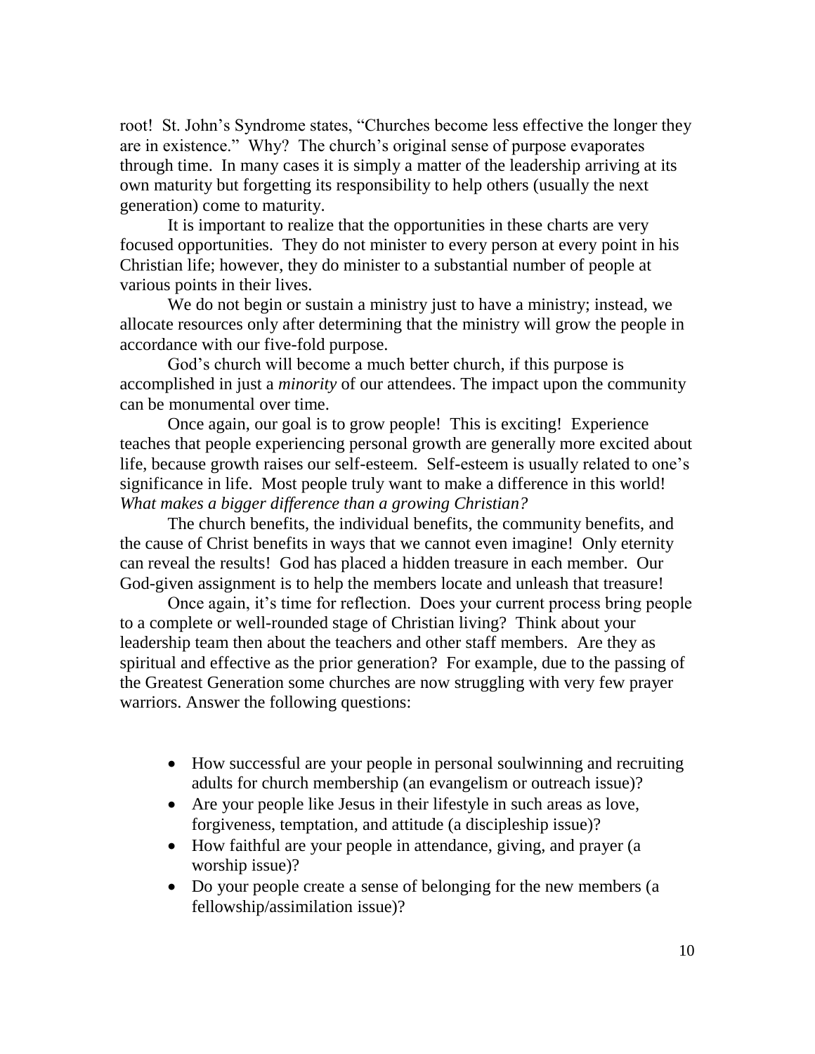root! St. John's Syndrome states, "Churches become less effective the longer they are in existence." Why? The church's original sense of purpose evaporates through time. In many cases it is simply a matter of the leadership arriving at its own maturity but forgetting its responsibility to help others (usually the next generation) come to maturity.

It is important to realize that the opportunities in these charts are very focused opportunities. They do not minister to every person at every point in his Christian life; however, they do minister to a substantial number of people at various points in their lives.

We do not begin or sustain a ministry just to have a ministry; instead, we allocate resources only after determining that the ministry will grow the people in accordance with our five-fold purpose.

God's church will become a much better church, if this purpose is accomplished in just a *minority* of our attendees. The impact upon the community can be monumental over time.

Once again, our goal is to grow people! This is exciting! Experience teaches that people experiencing personal growth are generally more excited about life, because growth raises our self-esteem. Self-esteem is usually related to one's significance in life. Most people truly want to make a difference in this world! *What makes a bigger difference than a growing Christian?*

The church benefits, the individual benefits, the community benefits, and the cause of Christ benefits in ways that we cannot even imagine! Only eternity can reveal the results! God has placed a hidden treasure in each member. Our God-given assignment is to help the members locate and unleash that treasure!

Once again, it's time for reflection. Does your current process bring people to a complete or well-rounded stage of Christian living? Think about your leadership team then about the teachers and other staff members. Are they as spiritual and effective as the prior generation? For example, due to the passing of the Greatest Generation some churches are now struggling with very few prayer warriors. Answer the following questions:

- How successful are your people in personal soulwinning and recruiting adults for church membership (an evangelism or outreach issue)?
- Are your people like Jesus in their lifestyle in such areas as love, forgiveness, temptation, and attitude (a discipleship issue)?
- How faithful are your people in attendance, giving, and prayer (a worship issue)?
- Do your people create a sense of belonging for the new members (a fellowship/assimilation issue)?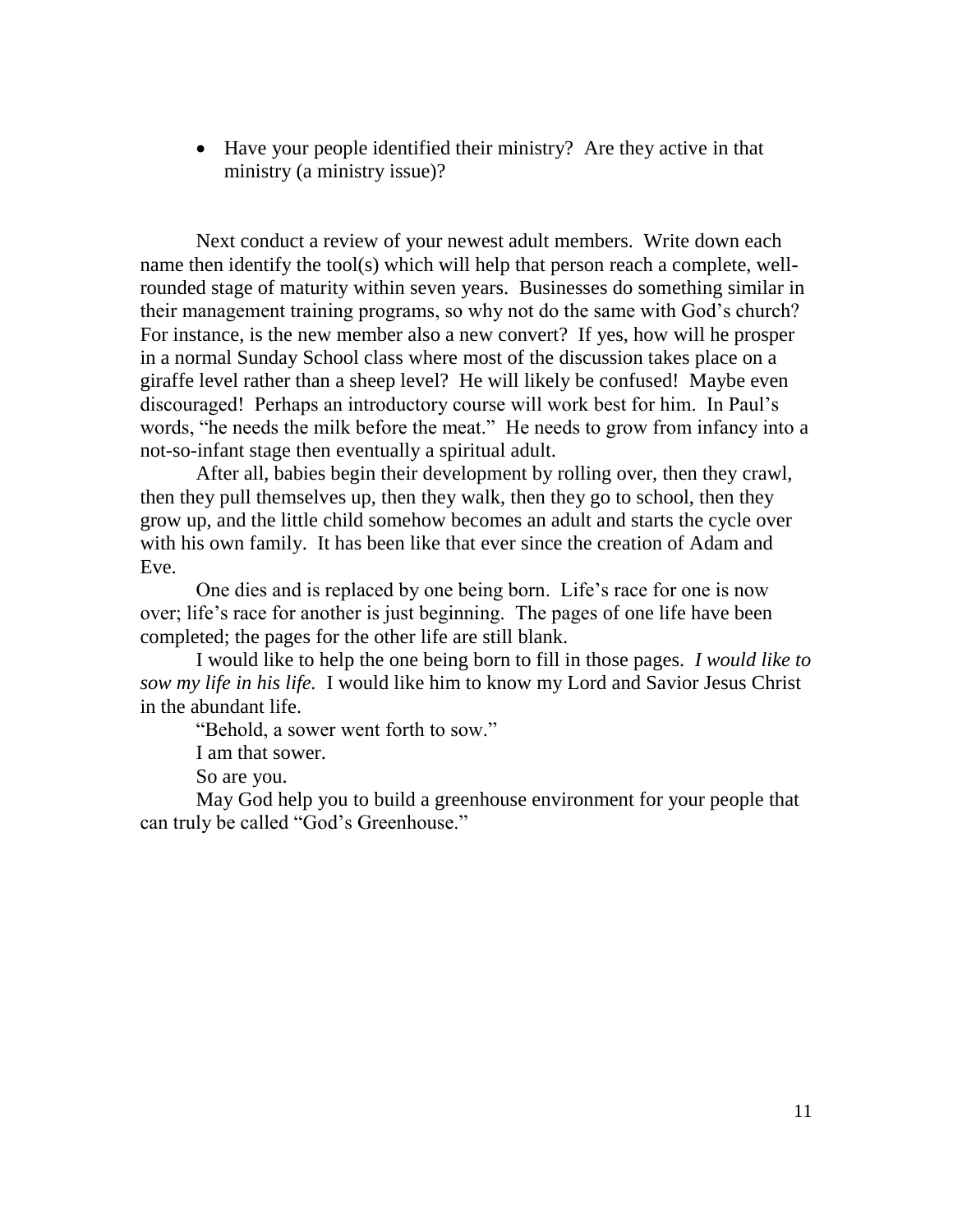- Have your people identified their ministry? Are they active in that ministry (a ministry issue)?

Next conduct a review of your newest adult members. Write down each name then identify the tool(s) which will help that person reach a complete, well-rounded stage of maturity within seven years. Businesses do something similar in their management training programs, so why not do the same with God's church? For instance, is the new member also a new convert? If yes, how will he prosper in a normal Sunday School class where most of the discussion takes place on a giraffe level rather than a sheep level? He will likely be confused! Maybe even discouraged! Perhaps an introductory course will work best for him. In Paul's words, "he needs the milk before the meat." He needs to grow from infancy into a not-so-infant stage then eventually a spiritual adult.

After all, babies begin their development by rolling over, then they crawl, then they pull themselves up, then they walk, then they go to school, then they grow up, and the little child somehow becomes an adult and starts the cycle over with his own family. It has been like that ever since the creation of Adam and Eve.

One dies and is replaced by one being born. Life's race for one is now over; life's race for another is just beginning. The pages of one life have been completed; the pages for the other life are still blank.

I would like to help the one being born to fill in those pages. *I would like to sow my life in his life.* I would like him to know my Lord and Savior Jesus Christ in the abundant life.

"Behold, a sower went forth to sow."

I am that sower.

So are you.

May God help you to build a greenhouse environment for your people that can truly be called "God's Greenhouse."